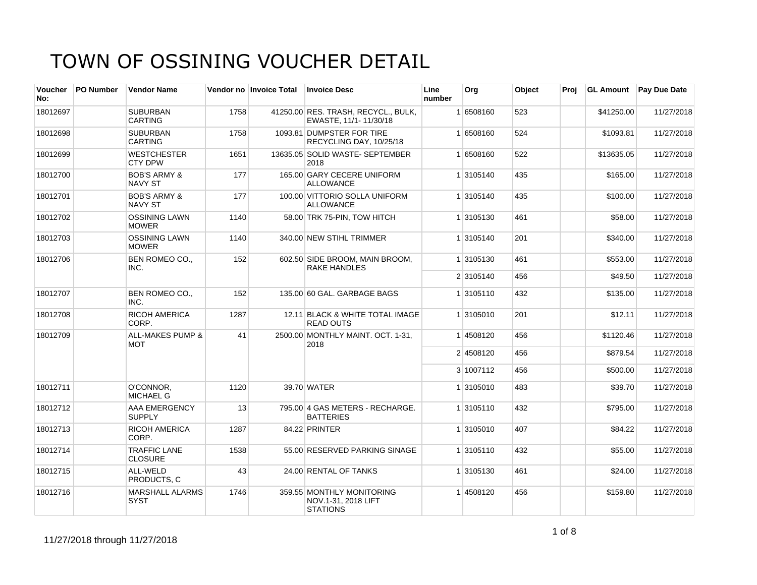# TOWN OF OSSINING VOUCHER DETAIL

| Voucher No: | PO Number | Vendor Name | Vendor no | Invoice Total | Invoice Desc | Line number | Org | Object | Proj | GL Amount | Pay Due Date |
|---|---|---|---|---|---|---|---|---|---|---|---|
| 18012697 | | SUBURBAN CARTING | 1758 | 41250.00 | RES. TRASH, RECYCL., BULK, EWASTE, 11/1- 11/30/18 | 1 | 6508160 | 523 | | $41250.00 | 11/27/2018 |
| 18012698 | | SUBURBAN CARTING | 1758 | 1093.81 | DUMPSTER FOR TIRE RECYCLING DAY, 10/25/18 | 1 | 6508160 | 524 | | $1093.81 | 11/27/2018 |
| 18012699 | | WESTCHESTER CTY DPW | 1651 | 13635.05 | SOLID WASTE- SEPTEMBER 2018 | 1 | 6508160 | 522 | | $13635.05 | 11/27/2018 |
| 18012700 | | BOB'S ARMY & NAVY ST | 177 | 165.00 | GARY CECERE UNIFORM ALLOWANCE | 1 | 3105140 | 435 | | $165.00 | 11/27/2018 |
| 18012701 | | BOB'S ARMY & NAVY ST | 177 | 100.00 | VITTORIO SOLLA UNIFORM ALLOWANCE | 1 | 3105140 | 435 | | $100.00 | 11/27/2018 |
| 18012702 | | OSSINING LAWN MOWER | 1140 | 58.00 | TRK 75-PIN, TOW HITCH | 1 | 3105130 | 461 | | $58.00 | 11/27/2018 |
| 18012703 | | OSSINING LAWN MOWER | 1140 | 340.00 | NEW STIHL TRIMMER | 1 | 3105140 | 201 | | $340.00 | 11/27/2018 |
| 18012706 | | BEN ROMEO CO., INC. | 152 | 602.50 | SIDE BROOM, MAIN BROOM, RAKE HANDLES | 1 | 3105130 | 461 | | $553.00 | 11/27/2018 |
| | | | | | | 2 | 3105140 | 456 | | $49.50 | 11/27/2018 |
| 18012707 | | BEN ROMEO CO., INC. | 152 | 135.00 | 60 GAL. GARBAGE BAGS | 1 | 3105110 | 432 | | $135.00 | 11/27/2018 |
| 18012708 | | RICOH AMERICA CORP. | 1287 | 12.11 | BLACK & WHITE TOTAL IMAGE READ OUTS | 1 | 3105010 | 201 | | $12.11 | 11/27/2018 |
| 18012709 | | ALL-MAKES PUMP & MOT | 41 | 2500.00 | MONTHLY MAINT. OCT. 1-31, 2018 | 1 | 4508120 | 456 | | $1120.46 | 11/27/2018 |
| | | | | | | 2 | 4508120 | 456 | | $879.54 | 11/27/2018 |
| | | | | | | 3 | 1007112 | 456 | | $500.00 | 11/27/2018 |
| 18012711 | | O'CONNOR, MICHAEL G | 1120 | 39.70 | WATER | 1 | 3105010 | 483 | | $39.70 | 11/27/2018 |
| 18012712 | | AAA EMERGENCY SUPPLY | 13 | 795.00 | 4 GAS METERS - RECHARGE. BATTERIES | 1 | 3105110 | 432 | | $795.00 | 11/27/2018 |
| 18012713 | | RICOH AMERICA CORP. | 1287 | 84.22 | PRINTER | 1 | 3105010 | 407 | | $84.22 | 11/27/2018 |
| 18012714 | | TRAFFIC LANE CLOSURE | 1538 | 55.00 | RESERVED PARKING SINAGE | 1 | 3105110 | 432 | | $55.00 | 11/27/2018 |
| 18012715 | | ALL-WELD PRODUCTS, C | 43 | 24.00 | RENTAL OF TANKS | 1 | 3105130 | 461 | | $24.00 | 11/27/2018 |
| 18012716 | | MARSHALL ALARMS SYST | 1746 | 359.55 | MONTHLY MONITORING NOV.1-31, 2018 LIFT STATIONS | 1 | 4508120 | 456 | | $159.80 | 11/27/2018 |

11/27/2018 through 11/27/2018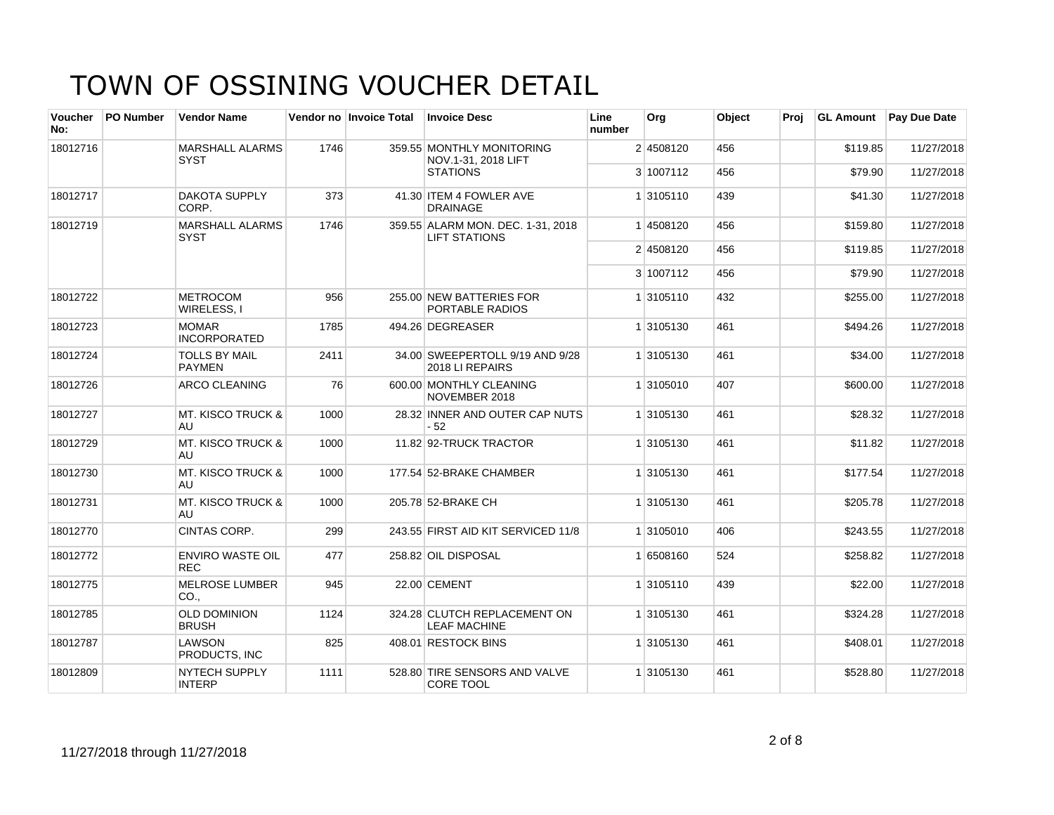# TOWN OF OSSINING VOUCHER DETAIL

| Voucher No: | PO Number | Vendor Name | Vendor no | Invoice Total | Invoice Desc | Line number | Org | Object | Proj | GL Amount | Pay Due Date |
|---|---|---|---|---|---|---|---|---|---|---|---|
| 18012716 | | MARSHALL ALARMS SYST | 1746 | 359.55 | MONTHLY MONITORING NOV.1-31, 2018 LIFT STATIONS | 2 | 4508120 | 456 | | $119.85 | 11/27/2018 |
| | | | | | | 3 | 1007112 | 456 | | $79.90 | 11/27/2018 |
| 18012717 | | DAKOTA SUPPLY CORP. | 373 | 41.30 | ITEM 4 FOWLER AVE DRAINAGE | 1 | 3105110 | 439 | | $41.30 | 11/27/2018 |
| 18012719 | | MARSHALL ALARMS SYST | 1746 | 359.55 | ALARM MON. DEC. 1-31, 2018 LIFT STATIONS | 1 | 4508120 | 456 | | $159.80 | 11/27/2018 |
| | | | | | | 2 | 4508120 | 456 | | $119.85 | 11/27/2018 |
| | | | | | | 3 | 1007112 | 456 | | $79.90 | 11/27/2018 |
| 18012722 | | METROCOM WIRELESS, I | 956 | 255.00 | NEW BATTERIES FOR PORTABLE RADIOS | 1 | 3105110 | 432 | | $255.00 | 11/27/2018 |
| 18012723 | | MOMAR INCORPORATED | 1785 | 494.26 | DEGREASER | 1 | 3105130 | 461 | | $494.26 | 11/27/2018 |
| 18012724 | | TOLLS BY MAIL PAYMEN | 2411 | 34.00 | SWEEPERTOLL 9/19 AND 9/28 2018 LI REPAIRS | 1 | 3105130 | 461 | | $34.00 | 11/27/2018 |
| 18012726 | | ARCO CLEANING | 76 | 600.00 | MONTHLY CLEANING NOVEMBER 2018 | 1 | 3105010 | 407 | | $600.00 | 11/27/2018 |
| 18012727 | | MT. KISCO TRUCK & AU | 1000 | 28.32 | INNER AND OUTER CAP NUTS - 52 | 1 | 3105130 | 461 | | $28.32 | 11/27/2018 |
| 18012729 | | MT. KISCO TRUCK & AU | 1000 | 11.82 | 92-TRUCK TRACTOR | 1 | 3105130 | 461 | | $11.82 | 11/27/2018 |
| 18012730 | | MT. KISCO TRUCK & AU | 1000 | 177.54 | 52-BRAKE CHAMBER | 1 | 3105130 | 461 | | $177.54 | 11/27/2018 |
| 18012731 | | MT. KISCO TRUCK & AU | 1000 | 205.78 | 52-BRAKE CH | 1 | 3105130 | 461 | | $205.78 | 11/27/2018 |
| 18012770 | | CINTAS CORP. | 299 | 243.55 | FIRST AID KIT SERVICED 11/8 | 1 | 3105010 | 406 | | $243.55 | 11/27/2018 |
| 18012772 | | ENVIRO WASTE OIL REC | 477 | 258.82 | OIL DISPOSAL | 1 | 6508160 | 524 | | $258.82 | 11/27/2018 |
| 18012775 | | MELROSE LUMBER CO., | 945 | 22.00 | CEMENT | 1 | 3105110 | 439 | | $22.00 | 11/27/2018 |
| 18012785 | | OLD DOMINION BRUSH | 1124 | 324.28 | CLUTCH REPLACEMENT ON LEAF MACHINE | 1 | 3105130 | 461 | | $324.28 | 11/27/2018 |
| 18012787 | | LAWSON PRODUCTS, INC | 825 | 408.01 | RESTOCK BINS | 1 | 3105130 | 461 | | $408.01 | 11/27/2018 |
| 18012809 | | NYTECH SUPPLY INTERP | 1111 | 528.80 | TIRE SENSORS AND VALVE CORE TOOL | 1 | 3105130 | 461 | | $528.80 | 11/27/2018 |

11/27/2018 through 11/27/2018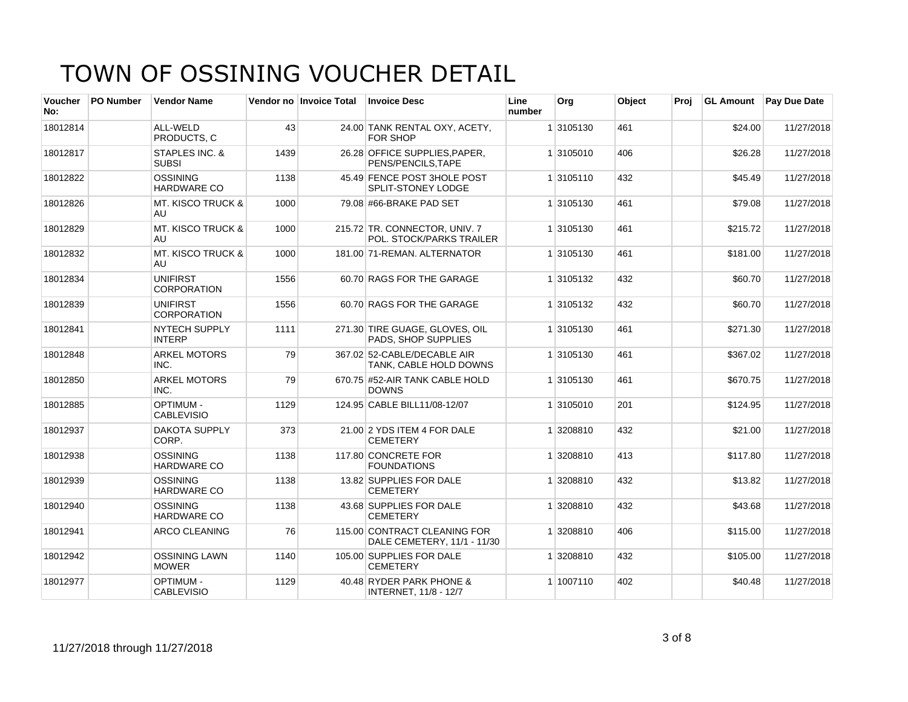# TOWN OF OSSINING VOUCHER DETAIL

| Voucher No: | PO Number | Vendor Name | Vendor no | Invoice Total | Invoice Desc | Line number | Org | Object | Proj | GL Amount | Pay Due Date |
|---|---|---|---|---|---|---|---|---|---|---|---|
| 18012814 | | ALL-WELD PRODUCTS, C | 43 | 24.00 | TANK RENTAL OXY, ACETY, FOR SHOP | 1 | 3105130 | 461 | | $24.00 | 11/27/2018 |
| 18012817 | | STAPLES INC. & SUBSI | 1439 | 26.28 | OFFICE SUPPLIES,PAPER, PENS/PENCILS,TAPE | 1 | 3105010 | 406 | | $26.28 | 11/27/2018 |
| 18012822 | | OSSINING HARDWARE CO | 1138 | 45.49 | FENCE POST 3HOLE POST SPLIT-STONEY LODGE | 1 | 3105110 | 432 | | $45.49 | 11/27/2018 |
| 18012826 | | MT. KISCO TRUCK & AU | 1000 | 79.08 | #66-BRAKE PAD SET | 1 | 3105130 | 461 | | $79.08 | 11/27/2018 |
| 18012829 | | MT. KISCO TRUCK & AU | 1000 | 215.72 | TR. CONNECTOR, UNIV. 7 POL. STOCK/PARKS TRAILER | 1 | 3105130 | 461 | | $215.72 | 11/27/2018 |
| 18012832 | | MT. KISCO TRUCK & AU | 1000 | 181.00 | 71-REMAN. ALTERNATOR | 1 | 3105130 | 461 | | $181.00 | 11/27/2018 |
| 18012834 | | UNIFIRST CORPORATION | 1556 | 60.70 | RAGS FOR THE GARAGE | 1 | 3105132 | 432 | | $60.70 | 11/27/2018 |
| 18012839 | | UNIFIRST CORPORATION | 1556 | 60.70 | RAGS FOR THE GARAGE | 1 | 3105132 | 432 | | $60.70 | 11/27/2018 |
| 18012841 | | NYTECH SUPPLY INTERP | 1111 | 271.30 | TIRE GUAGE, GLOVES, OIL PADS, SHOP SUPPLIES | 1 | 3105130 | 461 | | $271.30 | 11/27/2018 |
| 18012848 | | ARKEL MOTORS INC. | 79 | 367.02 | 52-CABLE/DECABLE AIR TANK, CABLE HOLD DOWNS | 1 | 3105130 | 461 | | $367.02 | 11/27/2018 |
| 18012850 | | ARKEL MOTORS INC. | 79 | 670.75 | #52-AIR TANK CABLE HOLD DOWNS | 1 | 3105130 | 461 | | $670.75 | 11/27/2018 |
| 18012885 | | OPTIMUM - CABLEVISIO | 1129 | 124.95 | CABLE BILL11/08-12/07 | 1 | 3105010 | 201 | | $124.95 | 11/27/2018 |
| 18012937 | | DAKOTA SUPPLY CORP. | 373 | 21.00 | 2 YDS ITEM 4 FOR DALE CEMETERY | 1 | 3208810 | 432 | | $21.00 | 11/27/2018 |
| 18012938 | | OSSINING HARDWARE CO | 1138 | 117.80 | CONCRETE FOR FOUNDATIONS | 1 | 3208810 | 413 | | $117.80 | 11/27/2018 |
| 18012939 | | OSSINING HARDWARE CO | 1138 | 13.82 | SUPPLIES FOR DALE CEMETERY | 1 | 3208810 | 432 | | $13.82 | 11/27/2018 |
| 18012940 | | OSSINING HARDWARE CO | 1138 | 43.68 | SUPPLIES FOR DALE CEMETERY | 1 | 3208810 | 432 | | $43.68 | 11/27/2018 |
| 18012941 | | ARCO CLEANING | 76 | 115.00 | CONTRACT CLEANING FOR DALE CEMETERY, 11/1 - 11/30 | 1 | 3208810 | 406 | | $115.00 | 11/27/2018 |
| 18012942 | | OSSINING LAWN MOWER | 1140 | 105.00 | SUPPLIES FOR DALE CEMETERY | 1 | 3208810 | 432 | | $105.00 | 11/27/2018 |
| 18012977 | | OPTIMUM - CABLEVISIO | 1129 | 40.48 | RYDER PARK PHONE & INTERNET, 11/8 - 12/7 | 1 | 1007110 | 402 | | $40.48 | 11/27/2018 |

11/27/2018 through 11/27/2018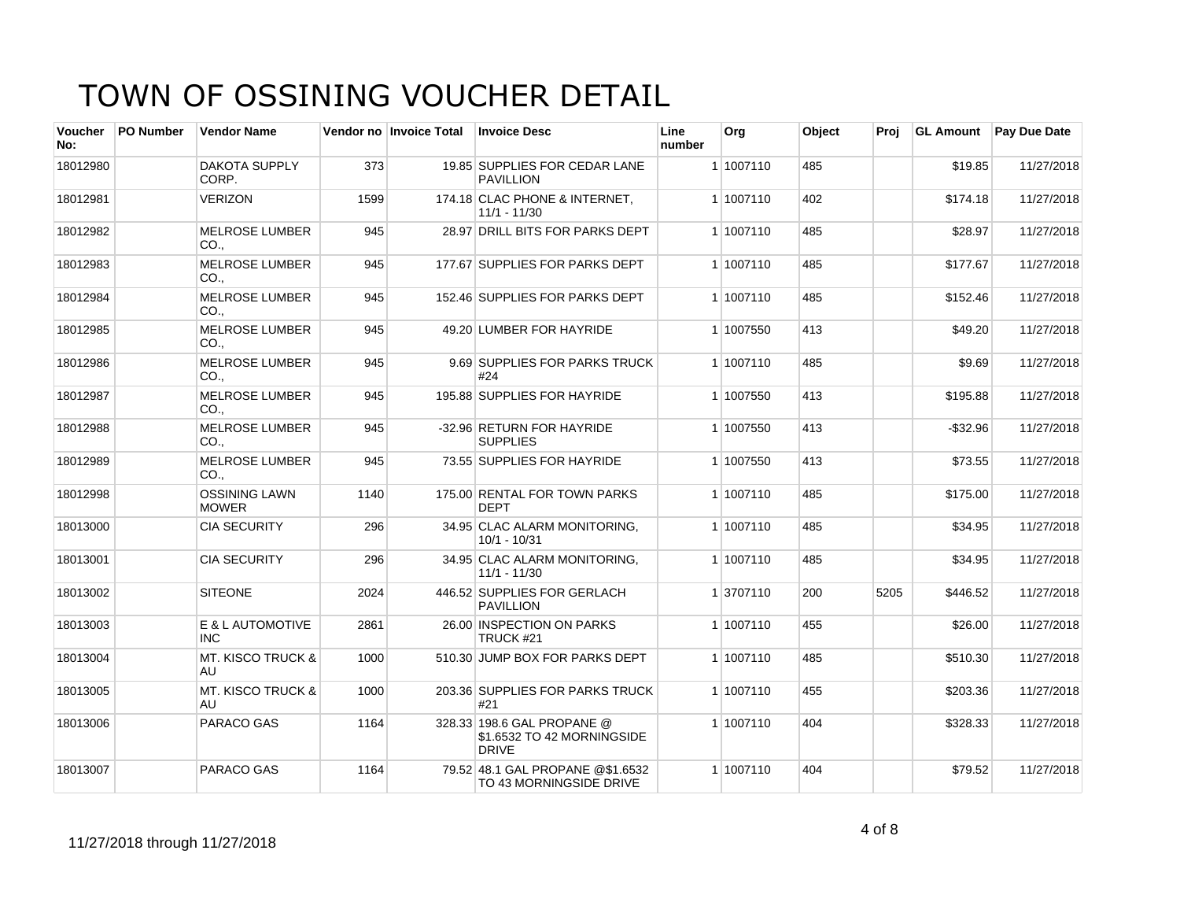# TOWN OF OSSINING VOUCHER DETAIL

| Voucher No: | PO Number | Vendor Name | Vendor no | Invoice Total | Invoice Desc | Line number | Org | Object | Proj | GL Amount | Pay Due Date |
|---|---|---|---|---|---|---|---|---|---|---|---|
| 18012980 | | DAKOTA SUPPLY CORP. | 373 | 19.85 | SUPPLIES FOR CEDAR LANE PAVILLION | 1 | 1007110 | 485 | | $19.85 | 11/27/2018 |
| 18012981 | | VERIZON | 1599 | 174.18 | CLAC PHONE & INTERNET, 11/1 - 11/30 | 1 | 1007110 | 402 | | $174.18 | 11/27/2018 |
| 18012982 | | MELROSE LUMBER CO., | 945 | 28.97 | DRILL BITS FOR PARKS DEPT | 1 | 1007110 | 485 | | $28.97 | 11/27/2018 |
| 18012983 | | MELROSE LUMBER CO., | 945 | 177.67 | SUPPLIES FOR PARKS DEPT | 1 | 1007110 | 485 | | $177.67 | 11/27/2018 |
| 18012984 | | MELROSE LUMBER CO., | 945 | 152.46 | SUPPLIES FOR PARKS DEPT | 1 | 1007110 | 485 | | $152.46 | 11/27/2018 |
| 18012985 | | MELROSE LUMBER CO., | 945 | 49.20 | LUMBER FOR HAYRIDE | 1 | 1007550 | 413 | | $49.20 | 11/27/2018 |
| 18012986 | | MELROSE LUMBER CO., | 945 | 9.69 | SUPPLIES FOR PARKS TRUCK #24 | 1 | 1007110 | 485 | | $9.69 | 11/27/2018 |
| 18012987 | | MELROSE LUMBER CO., | 945 | 195.88 | SUPPLIES FOR HAYRIDE | 1 | 1007550 | 413 | | $195.88 | 11/27/2018 |
| 18012988 | | MELROSE LUMBER CO., | 945 | -32.96 | RETURN FOR HAYRIDE SUPPLIES | 1 | 1007550 | 413 | | -$32.96 | 11/27/2018 |
| 18012989 | | MELROSE LUMBER CO., | 945 | 73.55 | SUPPLIES FOR HAYRIDE | 1 | 1007550 | 413 | | $73.55 | 11/27/2018 |
| 18012998 | | OSSINING LAWN MOWER | 1140 | 175.00 | RENTAL FOR TOWN PARKS DEPT | 1 | 1007110 | 485 | | $175.00 | 11/27/2018 |
| 18013000 | | CIA SECURITY | 296 | 34.95 | CLAC ALARM MONITORING, 10/1 - 10/31 | 1 | 1007110 | 485 | | $34.95 | 11/27/2018 |
| 18013001 | | CIA SECURITY | 296 | 34.95 | CLAC ALARM MONITORING, 11/1 - 11/30 | 1 | 1007110 | 485 | | $34.95 | 11/27/2018 |
| 18013002 | | SITEONE | 2024 | 446.52 | SUPPLIES FOR GERLACH PAVILLION | 1 | 3707110 | 200 | 5205 | $446.52 | 11/27/2018 |
| 18013003 | | E & L AUTOMOTIVE INC | 2861 | 26.00 | INSPECTION ON PARKS TRUCK #21 | 1 | 1007110 | 455 | | $26.00 | 11/27/2018 |
| 18013004 | | MT. KISCO TRUCK & AU | 1000 | 510.30 | JUMP BOX FOR PARKS DEPT | 1 | 1007110 | 485 | | $510.30 | 11/27/2018 |
| 18013005 | | MT. KISCO TRUCK & AU | 1000 | 203.36 | SUPPLIES FOR PARKS TRUCK #21 | 1 | 1007110 | 455 | | $203.36 | 11/27/2018 |
| 18013006 | | PARACO GAS | 1164 | 328.33 | 198.6 GAL PROPANE @ $1.6532 TO 42 MORNINGSIDE DRIVE | 1 | 1007110 | 404 | | $328.33 | 11/27/2018 |
| 18013007 | | PARACO GAS | 1164 | 79.52 | 48.1 GAL PROPANE @$1.6532 TO 43 MORNINGSIDE DRIVE | 1 | 1007110 | 404 | | $79.52 | 11/27/2018 |

11/27/2018 through 11/27/2018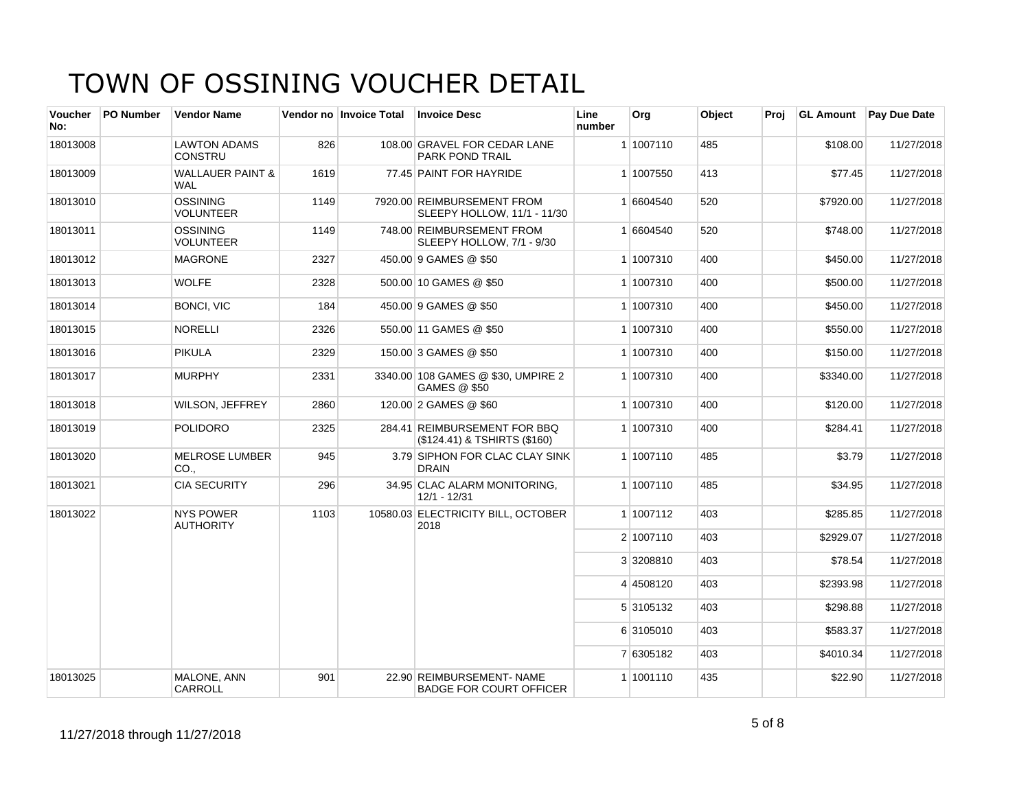# TOWN OF OSSINING VOUCHER DETAIL

| Voucher No: | PO Number | Vendor Name | Vendor no | Invoice Total | Invoice Desc | Line number | Org | Object | Proj | GL Amount | Pay Due Date |
|---|---|---|---|---|---|---|---|---|---|---|---|
| 18013008 | | LAWTON ADAMS CONSTRU | 826 | 108.00 | GRAVEL FOR CEDAR LANE PARK POND TRAIL | 1 | 1007110 | 485 | | $108.00 | 11/27/2018 |
| 18013009 | | WALLAUER PAINT & WAL | 1619 | 77.45 | PAINT FOR HAYRIDE | 1 | 1007550 | 413 | | $77.45 | 11/27/2018 |
| 18013010 | | OSSINING VOLUNTEER | 1149 | 7920.00 | REIMBURSEMENT FROM SLEEPY HOLLOW, 11/1 - 11/30 | 1 | 6604540 | 520 | | $7920.00 | 11/27/2018 |
| 18013011 | | OSSINING VOLUNTEER | 1149 | 748.00 | REIMBURSEMENT FROM SLEEPY HOLLOW, 7/1 - 9/30 | 1 | 6604540 | 520 | | $748.00 | 11/27/2018 |
| 18013012 | | MAGRONE | 2327 | 450.00 | 9 GAMES @ $50 | 1 | 1007310 | 400 | | $450.00 | 11/27/2018 |
| 18013013 | | WOLFE | 2328 | 500.00 | 10 GAMES @ $50 | 1 | 1007310 | 400 | | $500.00 | 11/27/2018 |
| 18013014 | | BONCI, VIC | 184 | 450.00 | 9 GAMES @ $50 | 1 | 1007310 | 400 | | $450.00 | 11/27/2018 |
| 18013015 | | NORELLI | 2326 | 550.00 | 11 GAMES @ $50 | 1 | 1007310 | 400 | | $550.00 | 11/27/2018 |
| 18013016 | | PIKULA | 2329 | 150.00 | 3 GAMES @ $50 | 1 | 1007310 | 400 | | $150.00 | 11/27/2018 |
| 18013017 | | MURPHY | 2331 | 3340.00 | 108 GAMES @ $30, UMPIRE 2 GAMES @ $50 | 1 | 1007310 | 400 | | $3340.00 | 11/27/2018 |
| 18013018 | | WILSON, JEFFREY | 2860 | 120.00 | 2 GAMES @ $60 | 1 | 1007310 | 400 | | $120.00 | 11/27/2018 |
| 18013019 | | POLIDORO | 2325 | 284.41 | REIMBURSEMENT FOR BBQ ($124.41) & TSHIRTS ($160) | 1 | 1007310 | 400 | | $284.41 | 11/27/2018 |
| 18013020 | | MELROSE LUMBER CO., | 945 | 3.79 | SIPHON FOR CLAC CLAY SINK DRAIN | 1 | 1007110 | 485 | | $3.79 | 11/27/2018 |
| 18013021 | | CIA SECURITY | 296 | 34.95 | CLAC ALARM MONITORING, 12/1 - 12/31 | 1 | 1007110 | 485 | | $34.95 | 11/27/2018 |
| 18013022 | | NYS POWER AUTHORITY | 1103 | 10580.03 | ELECTRICITY BILL, OCTOBER 2018 | 1 | 1007112 | 403 | | $285.85 | 11/27/2018 |
| | | | | | | 2 | 1007110 | 403 | | $2929.07 | 11/27/2018 |
| | | | | | | 3 | 3208810 | 403 | | $78.54 | 11/27/2018 |
| | | | | | | 4 | 4508120 | 403 | | $2393.98 | 11/27/2018 |
| | | | | | | 5 | 3105132 | 403 | | $298.88 | 11/27/2018 |
| | | | | | | 6 | 3105010 | 403 | | $583.37 | 11/27/2018 |
| | | | | | | 7 | 6305182 | 403 | | $4010.34 | 11/27/2018 |
| 18013025 | | MALONE, ANN CARROLL | 901 | 22.90 | REIMBURSEMENT- NAME BADGE FOR COURT OFFICER | 1 | 1001110 | 435 | | $22.90 | 11/27/2018 |

11/27/2018 through 11/27/2018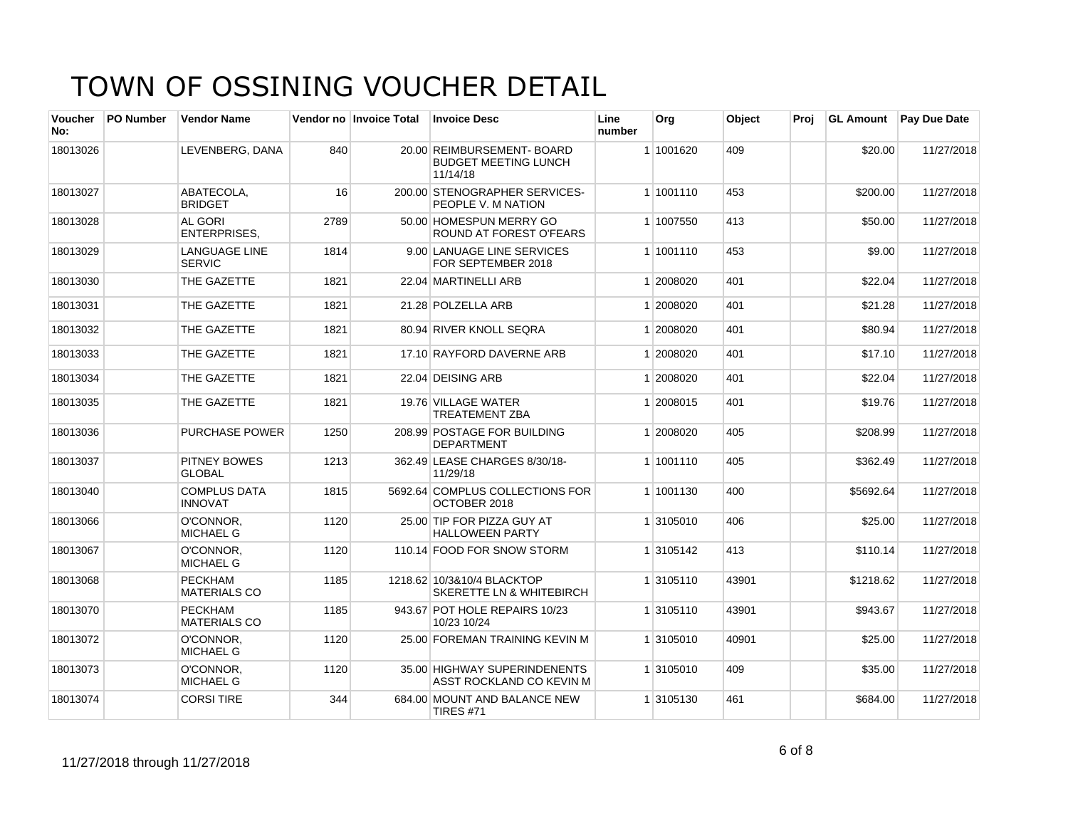# TOWN OF OSSINING VOUCHER DETAIL

| Voucher No: | PO Number | Vendor Name | Vendor no | Invoice Total | Invoice Desc | Line number | Org | Object | Proj | GL Amount | Pay Due Date |
|---|---|---|---|---|---|---|---|---|---|---|---|
| 18013026 | | LEVENBERG, DANA | 840 | 20.00 | REIMBURSEMENT- BOARD BUDGET MEETING LUNCH 11/14/18 | 1 | 1001620 | 409 | | $20.00 | 11/27/2018 |
| 18013027 | | ABATECOLA, BRIDGET | 16 | 200.00 | STENOGRAPHER SERVICES- PEOPLE V. M NATION | 1 | 1001110 | 453 | | $200.00 | 11/27/2018 |
| 18013028 | | AL GORI ENTERPRISES, | 2789 | 50.00 | HOMESPUN MERRY GO ROUND AT FOREST O'FEARS | 1 | 1007550 | 413 | | $50.00 | 11/27/2018 |
| 18013029 | | LANGUAGE LINE SERVIC | 1814 | 9.00 | LANUAGE LINE SERVICES FOR SEPTEMBER 2018 | 1 | 1001110 | 453 | | $9.00 | 11/27/2018 |
| 18013030 | | THE GAZETTE | 1821 | 22.04 | MARTINELLI ARB | 1 | 2008020 | 401 | | $22.04 | 11/27/2018 |
| 18013031 | | THE GAZETTE | 1821 | 21.28 | POLZELLA ARB | 1 | 2008020 | 401 | | $21.28 | 11/27/2018 |
| 18013032 | | THE GAZETTE | 1821 | 80.94 | RIVER KNOLL SEQRA | 1 | 2008020 | 401 | | $80.94 | 11/27/2018 |
| 18013033 | | THE GAZETTE | 1821 | 17.10 | RAYFORD DAVERNE ARB | 1 | 2008020 | 401 | | $17.10 | 11/27/2018 |
| 18013034 | | THE GAZETTE | 1821 | 22.04 | DEISING ARB | 1 | 2008020 | 401 | | $22.04 | 11/27/2018 |
| 18013035 | | THE GAZETTE | 1821 | 19.76 | VILLAGE WATER TREATEMENT ZBA | 1 | 2008015 | 401 | | $19.76 | 11/27/2018 |
| 18013036 | | PURCHASE POWER | 1250 | 208.99 | POSTAGE FOR BUILDING DEPARTMENT | 1 | 2008020 | 405 | | $208.99 | 11/27/2018 |
| 18013037 | | PITNEY BOWES GLOBAL | 1213 | 362.49 | LEASE CHARGES 8/30/18-11/29/18 | 1 | 1001110 | 405 | | $362.49 | 11/27/2018 |
| 18013040 | | COMPLUS DATA INNOVAT | 1815 | 5692.64 | COMPLUS COLLECTIONS FOR OCTOBER 2018 | 1 | 1001130 | 400 | | $5692.64 | 11/27/2018 |
| 18013066 | | O'CONNOR, MICHAEL G | 1120 | 25.00 | TIP FOR PIZZA GUY AT HALLOWEEN PARTY | 1 | 3105010 | 406 | | $25.00 | 11/27/2018 |
| 18013067 | | O'CONNOR, MICHAEL G | 1120 | 110.14 | FOOD FOR SNOW STORM | 1 | 3105142 | 413 | | $110.14 | 11/27/2018 |
| 18013068 | | PECKHAM MATERIALS CO | 1185 | 1218.62 | 10/3&10/4 BLACKTOP SKERETTE LN & WHITEBIRCH | 1 | 3105110 | 43901 | | $1218.62 | 11/27/2018 |
| 18013070 | | PECKHAM MATERIALS CO | 1185 | 943.67 | POT HOLE REPAIRS 10/23 10/23 10/24 | 1 | 3105110 | 43901 | | $943.67 | 11/27/2018 |
| 18013072 | | O'CONNOR, MICHAEL G | 1120 | 25.00 | FOREMAN TRAINING KEVIN M | 1 | 3105010 | 40901 | | $25.00 | 11/27/2018 |
| 18013073 | | O'CONNOR, MICHAEL G | 1120 | 35.00 | HIGHWAY SUPERINDENENTS ASST ROCKLAND CO KEVIN M | 1 | 3105010 | 409 | | $35.00 | 11/27/2018 |
| 18013074 | | CORSI TIRE | 344 | 684.00 | MOUNT AND BALANCE NEW TIRES #71 | 1 | 3105130 | 461 | | $684.00 | 11/27/2018 |

11/27/2018 through 11/27/2018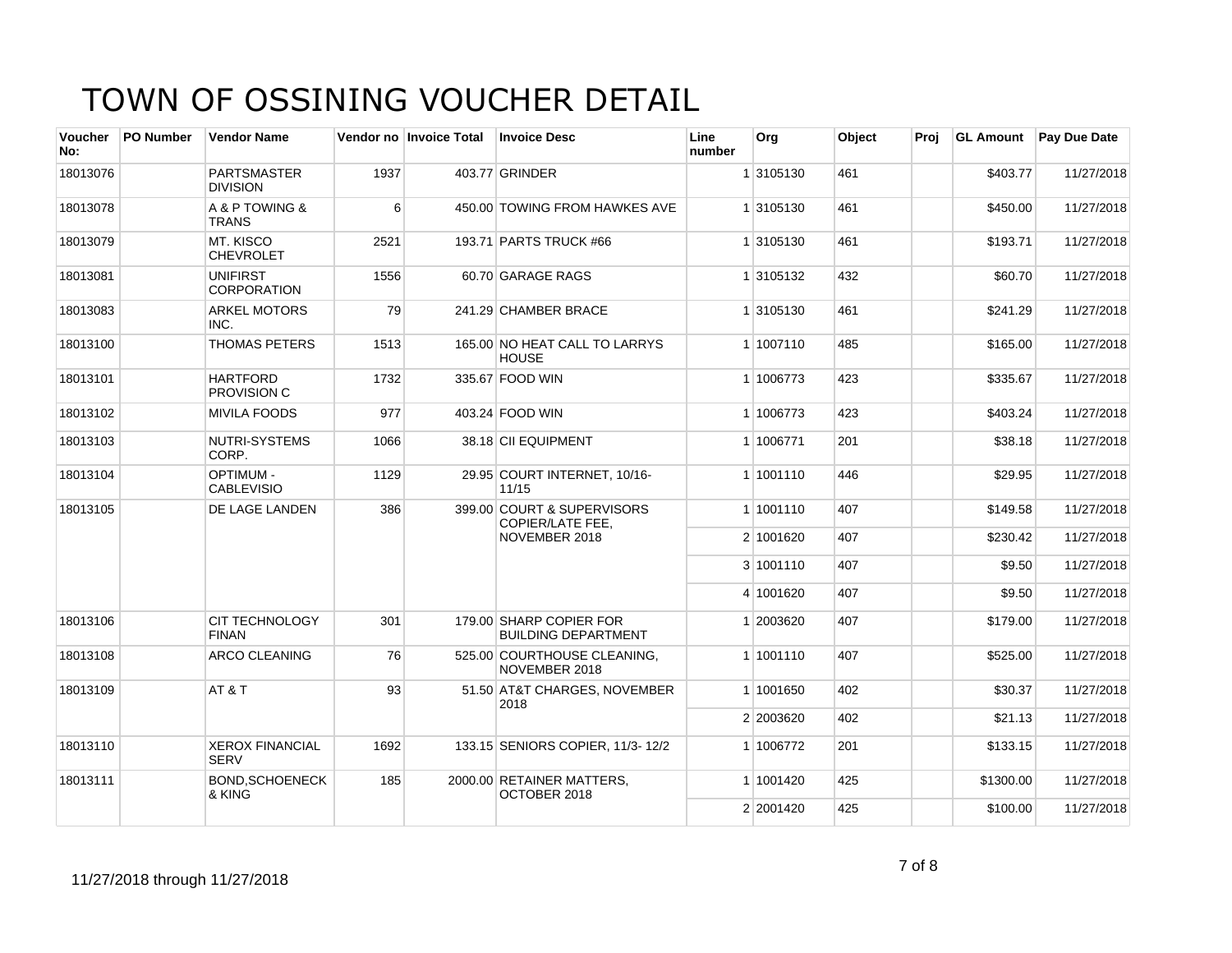# TOWN OF OSSINING VOUCHER DETAIL

| Voucher No: | PO Number | Vendor Name | Vendor no | Invoice Total | Invoice Desc | Line number | Org | Object | Proj | GL Amount | Pay Due Date |
|---|---|---|---|---|---|---|---|---|---|---|---|
| 18013076 | | PARTSMASTER DIVISION | 1937 | 403.77 | GRINDER | 1 | 3105130 | 461 | | $403.77 | 11/27/2018 |
| 18013078 | | A & P TOWING & TRANS | 6 | 450.00 | TOWING FROM HAWKES AVE | 1 | 3105130 | 461 | | $450.00 | 11/27/2018 |
| 18013079 | | MT. KISCO CHEVROLET | 2521 | 193.71 | PARTS TRUCK #66 | 1 | 3105130 | 461 | | $193.71 | 11/27/2018 |
| 18013081 | | UNIFIRST CORPORATION | 1556 | 60.70 | GARAGE RAGS | 1 | 3105132 | 432 | | $60.70 | 11/27/2018 |
| 18013083 | | ARKEL MOTORS INC. | 79 | 241.29 | CHAMBER BRACE | 1 | 3105130 | 461 | | $241.29 | 11/27/2018 |
| 18013100 | | THOMAS PETERS | 1513 | 165.00 | NO HEAT CALL TO LARRYS HOUSE | 1 | 1007110 | 485 | | $165.00 | 11/27/2018 |
| 18013101 | | HARTFORD PROVISION C | 1732 | 335.67 | FOOD WIN | 1 | 1006773 | 423 | | $335.67 | 11/27/2018 |
| 18013102 | | MIVILA FOODS | 977 | 403.24 | FOOD WIN | 1 | 1006773 | 423 | | $403.24 | 11/27/2018 |
| 18013103 | | NUTRI-SYSTEMS CORP. | 1066 | 38.18 | CII EQUIPMENT | 1 | 1006771 | 201 | | $38.18 | 11/27/2018 |
| 18013104 | | OPTIMUM - CABLEVISIO | 1129 | 29.95 | COURT INTERNET, 10/16-11/15 | 1 | 1001110 | 446 | | $29.95 | 11/27/2018 |
| 18013105 | | DE LAGE LANDEN | 386 | 399.00 | COURT & SUPERVISORS COPIER/LATE FEE, NOVEMBER 2018 | 1 | 1001110 | 407 | | $149.58 | 11/27/2018 |
| | | | | | | 2 | 1001620 | 407 | | $230.42 | 11/27/2018 |
| | | | | | | 3 | 1001110 | 407 | | $9.50 | 11/27/2018 |
| | | | | | | 4 | 1001620 | 407 | | $9.50 | 11/27/2018 |
| 18013106 | | CIT TECHNOLOGY FINAN | 301 | 179.00 | SHARP COPIER FOR BUILDING DEPARTMENT | 1 | 2003620 | 407 | | $179.00 | 11/27/2018 |
| 18013108 | | ARCO CLEANING | 76 | 525.00 | COURTHOUSE CLEANING, NOVEMBER 2018 | 1 | 1001110 | 407 | | $525.00 | 11/27/2018 |
| 18013109 | | AT & T | 93 | 51.50 | AT&T CHARGES, NOVEMBER 2018 | 1 | 1001650 | 402 | | $30.37 | 11/27/2018 |
| | | | | | | 2 | 2003620 | 402 | | $21.13 | 11/27/2018 |
| 18013110 | | XEROX FINANCIAL SERV | 1692 | 133.15 | SENIORS COPIER, 11/3- 12/2 | 1 | 1006772 | 201 | | $133.15 | 11/27/2018 |
| 18013111 | | BOND,SCHOENECK & KING | 185 | 2000.00 | RETAINER MATTERS, OCTOBER 2018 | 1 | 1001420 | 425 | | $1300.00 | 11/27/2018 |
| | | | | | | 2 | 2001420 | 425 | | $100.00 | 11/27/2018 |

11/27/2018 through 11/27/2018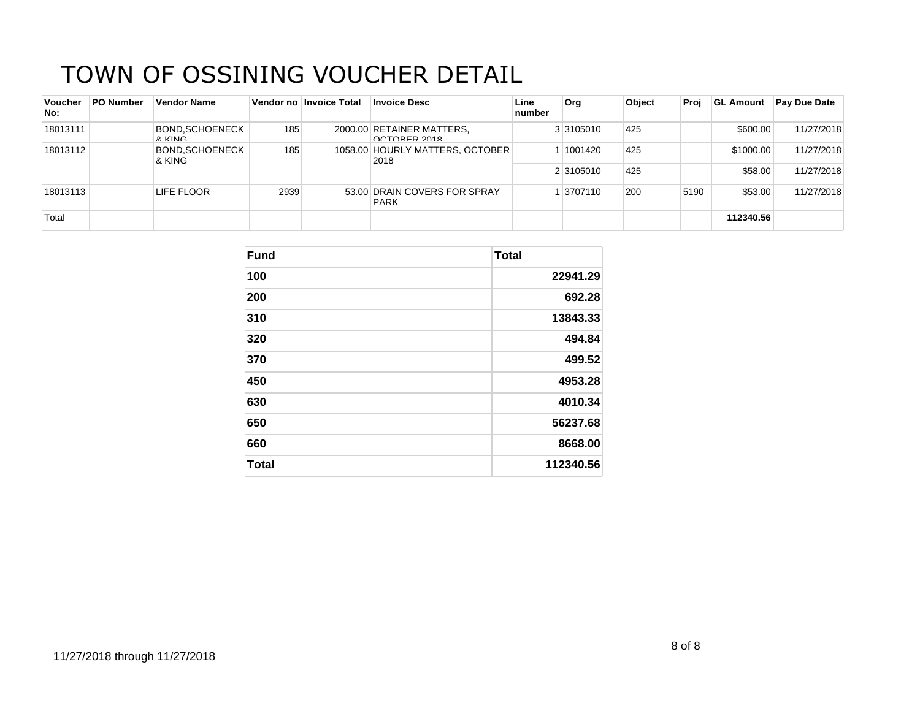# TOWN OF OSSINING VOUCHER DETAIL

| Voucher No: | PO Number | Vendor Name | Vendor no | Invoice Total | Invoice Desc | Line number | Org | Object | Proj | GL Amount | Pay Due Date |
|---|---|---|---|---|---|---|---|---|---|---|---|
| 18013111 | | BOND,SCHOENECK & KING | 185 | 2000.00 | RETAINER MATTERS, OCTOBER 2018 | 3 | 3105010 | 425 | | $600.00 | 11/27/2018 |
| 18013112 | | BOND,SCHOENECK & KING | 185 | 1058.00 | HOURLY MATTERS, OCTOBER 2018 | 1 | 1001420 | 425 | | $1000.00 | 11/27/2018 |
| | | | | | | 2 | 3105010 | 425 | | $58.00 | 11/27/2018 |
| 18013113 | | LIFE FLOOR | 2939 | 53.00 | DRAIN COVERS FOR SPRAY PARK | 1 | 3707110 | 200 | 5190 | $53.00 | 11/27/2018 |
| Total | | | | | | | | | | **112340.56** | |

| Fund | Total |
|---|---|
| **100** | **22941.29** |
| **200** | **692.28** |
| **310** | **13843.33** |
| **320** | **494.84** |
| **370** | **499.52** |
| **450** | **4953.28** |
| **630** | **4010.34** |
| **650** | **56237.68** |
| **660** | **8668.00** |
| **Total** | **112340.56** |

11/27/2018 through 11/27/2018